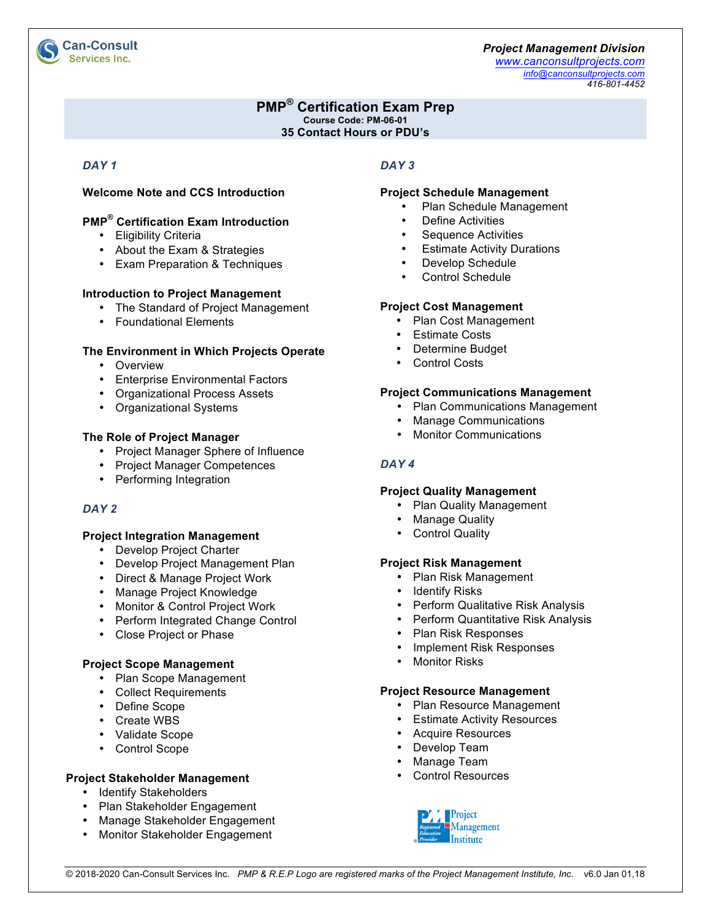Can-Consult Services Inc.

*Project Management Division*
*www.canconsultprojects.com*
*info@canconsultprojects.com*
*416-801-4452*

# PMP® Certification Exam Prep

**Course Code: PM-06-01**
**35 Contact Hours or PDU's**

## *DAY 1*

**Welcome Note and CCS Introduction**

**PMP® Certification Exam Introduction**
- Eligibility Criteria
- About the Exam & Strategies
- Exam Preparation & Techniques

**Introduction to Project Management**
- The Standard of Project Management
- Foundational Elements

**The Environment in Which Projects Operate**
- Overview
- Enterprise Environmental Factors
- Organizational Process Assets
- Organizational Systems

**The Role of Project Manager**
- Project Manager Sphere of Influence
- Project Manager Competences
- Performing Integration

## *DAY 2*

**Project Integration Management**
- Develop Project Charter
- Develop Project Management Plan
- Direct & Manage Project Work
- Manage Project Knowledge
- Monitor & Control Project Work
- Perform Integrated Change Control
- Close Project or Phase

**Project Scope Management**
- Plan Scope Management
- Collect Requirements
- Define Scope
- Create WBS
- Validate Scope
- Control Scope

**Project Stakeholder Management**
- Identify Stakeholders
- Plan Stakeholder Engagement
- Manage Stakeholder Engagement
- Monitor Stakeholder Engagement

## *DAY 3*

**Project Schedule Management**
- Plan Schedule Management
- Define Activities
- Sequence Activities
- Estimate Activity Durations
- Develop Schedule
- Control Schedule

**Project Cost Management**
- Plan Cost Management
- Estimate Costs
- Determine Budget
- Control Costs

**Project Communications Management**
- Plan Communications Management
- Manage Communications
- Monitor Communications

## *DAY 4*

**Project Quality Management**
- Plan Quality Management
- Manage Quality
- Control Quality

**Project Risk Management**
- Plan Risk Management
- Identify Risks
- Perform Qualitative Risk Analysis
- Perform Quantitative Risk Analysis
- Plan Risk Responses
- Implement Risk Responses
- Monitor Risks

**Project Resource Management**
- Plan Resource Management
- Estimate Activity Resources
- Acquire Resources
- Develop Team
- Manage Team
- Control Resources

Project Management Institute — Registered Education Provider

© 2018-2020 Can-Consult Services Inc. *PMP & R.E.P Logo are registered marks of the Project Management Institute, Inc.* v6.0 Jan 01,18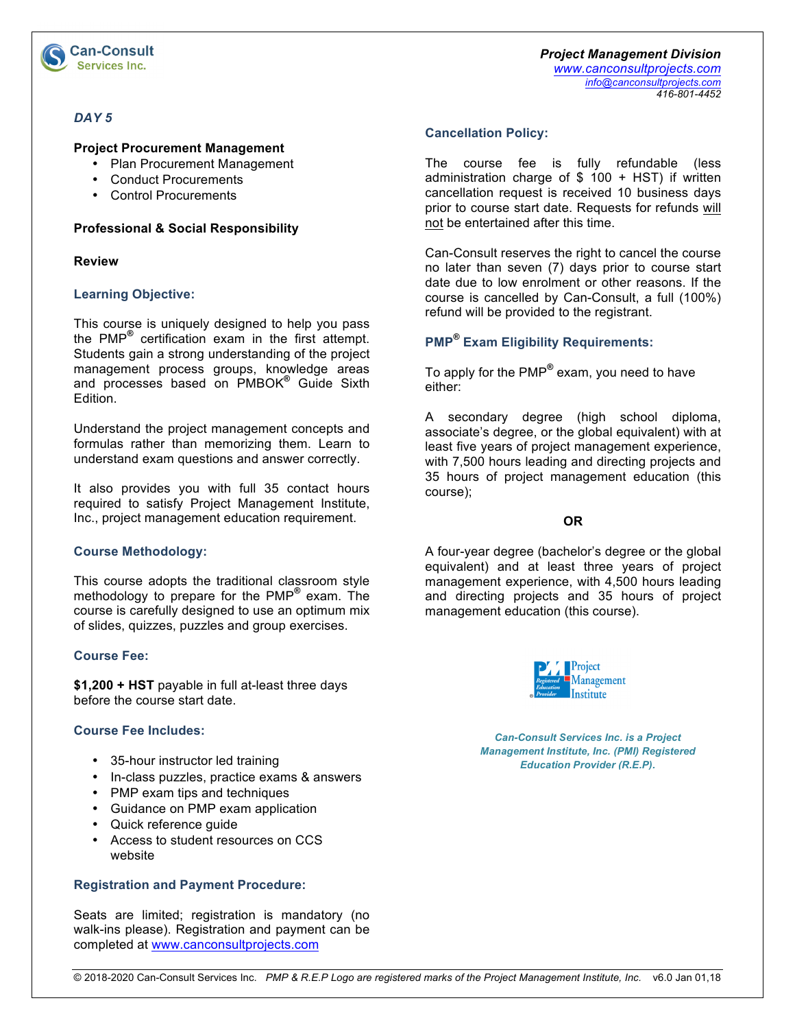## *DAY 5*

**Project Procurement Management**

- Plan Procurement Management
- Conduct Procurements
- Control Procurements

**Professional & Social Responsibility**

**Review**

### Learning Objective:

This course is uniquely designed to help you pass the PMP® certification exam in the first attempt. Students gain a strong understanding of the project management process groups, knowledge areas and processes based on PMBOK® Guide Sixth Edition.

Understand the project management concepts and formulas rather than memorizing them. Learn to understand exam questions and answer correctly.

It also provides you with full 35 contact hours required to satisfy Project Management Institute, Inc., project management education requirement.

### Course Methodology:

This course adopts the traditional classroom style methodology to prepare for the PMP® exam. The course is carefully designed to use an optimum mix of slides, quizzes, puzzles and group exercises.

### Course Fee:

**$1,200 + HST** payable in full at-least three days before the course start date.

### Course Fee Includes:

- 35-hour instructor led training
- In-class puzzles, practice exams & answers
- PMP exam tips and techniques
- Guidance on PMP exam application
- Quick reference guide
- Access to student resources on CCS website

### Registration and Payment Procedure:

Seats are limited; registration is mandatory (no walk-ins please). Registration and payment can be completed at www.canconsultprojects.com

### Cancellation Policy:

The course fee is fully refundable (less administration charge of $ 100 + HST) if written cancellation request is received 10 business days prior to course start date. Requests for refunds will not be entertained after this time.

Can-Consult reserves the right to cancel the course no later than seven (7) days prior to course start date due to low enrolment or other reasons. If the course is cancelled by Can-Consult, a full (100%) refund will be provided to the registrant.

### PMP® Exam Eligibility Requirements:

To apply for the PMP® exam, you need to have either:

A secondary degree (high school diploma, associate's degree, or the global equivalent) with at least five years of project management experience, with 7,500 hours leading and directing projects and 35 hours of project management education (this course);

**OR**

A four-year degree (bachelor's degree or the global equivalent) and at least three years of project management experience, with 4,500 hours leading and directing projects and 35 hours of project management education (this course).

*Can-Consult Services Inc. is a Project Management Institute, Inc. (PMI) Registered Education Provider (R.E.P).*